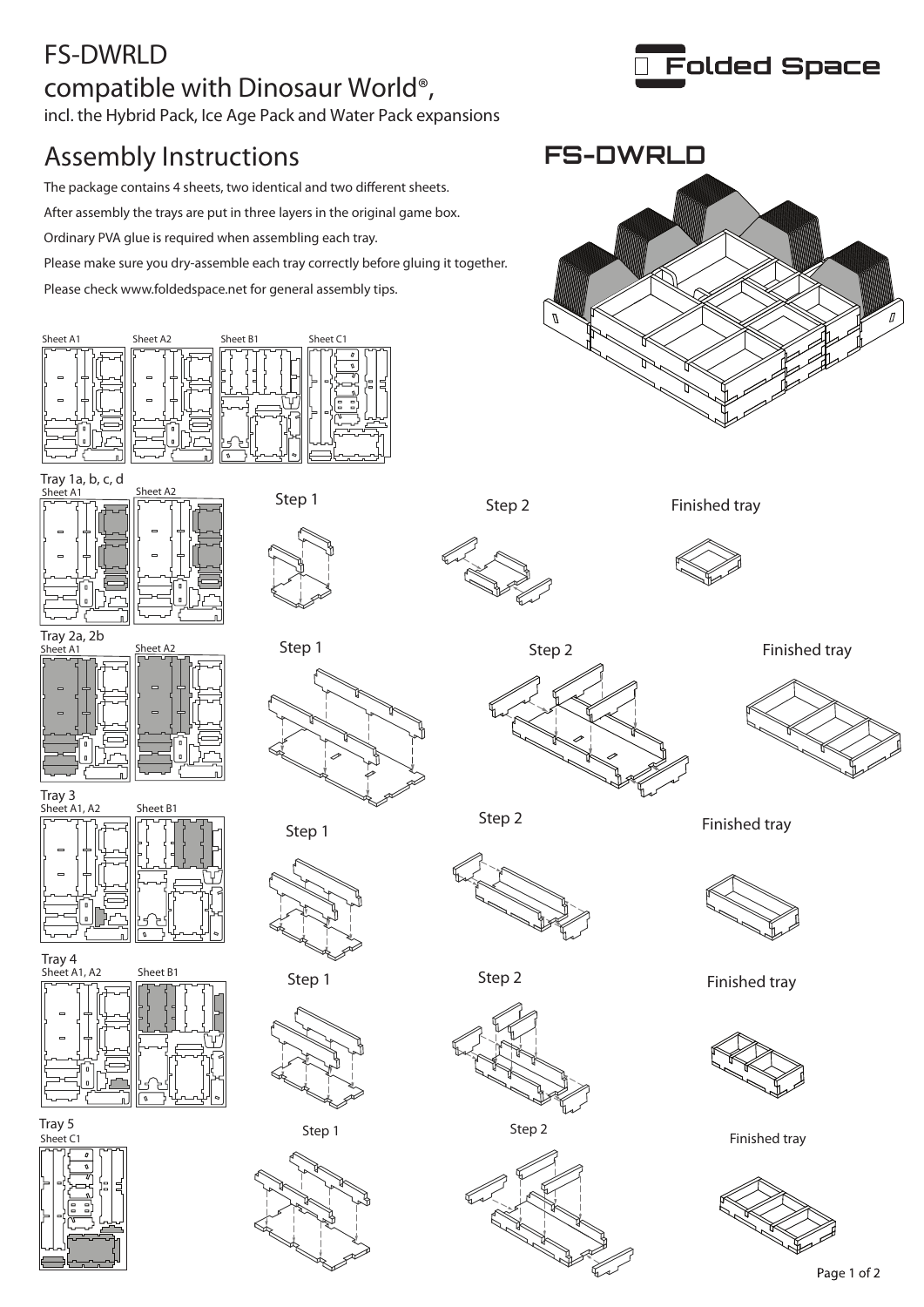# FS-DWRLD

## compatible with Dinosaur World®,

incl. the Hybrid Pack, Ice Age Pack and Water Pack expansions

Folded Space

## Assembly Instructions

FS-DWRLD

The package contains 4 sheets, two identical and two different sheets.

After assembly the trays are put in three layers in the original game box.

Ordinary PVA glue is required when assembling each tray.

Please make sure you dry-assemble each tray correctly before gluing it together.

Please check www.foldedspace.net for general assembly tips.

Sheet A1 Sheet A2 Sheet B1 Sheet C1

### Tray 1a, b, c, d

Sheet A1 Sheet A2

Step 1 Step 2 Finished tray

### Tray 2a, 2b

Sheet A1 Sheet A2

Step 1 Step 2 Finished tray

### Tray 3

Sheet A1, A2 Sheet B1

Step 1 Step 2 Finished tray

### Tray 4

Sheet A1, A2 Sheet B1

Step 1 Step 2 Finished tray

### Tray 5

Sheet C1

Step 1 Step 2 Finished tray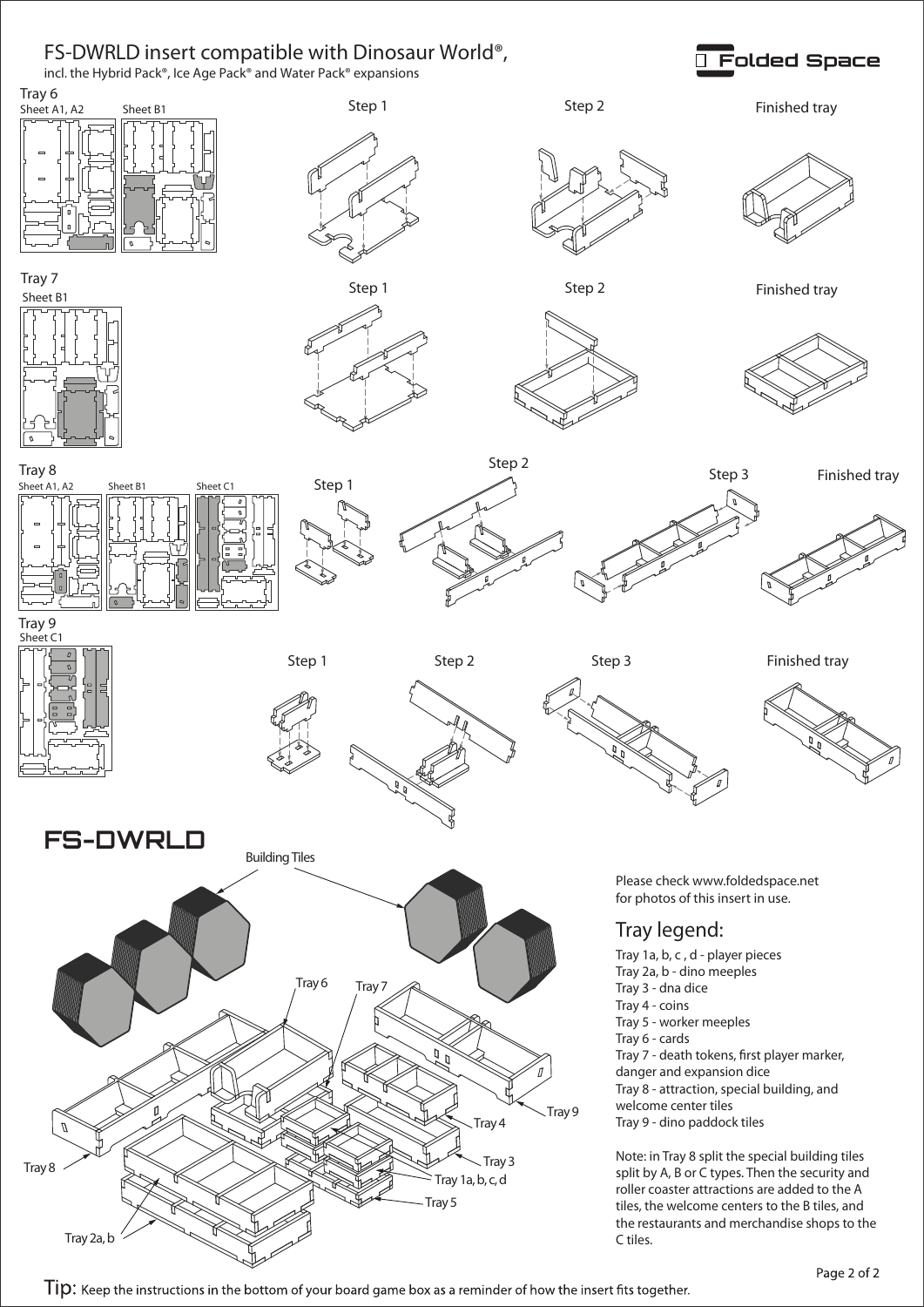# FS-DWRLD insert compatible with Dinosaur World®,

incl. the Hybrid Pack®, Ice Age Pack® and Water Pack® expansions

Folded Space

## Tray 6

Sheet A1, A2 Sheet B1

Step 1 Step 2 Finished tray

## Tray 7

Sheet B1

Step 1 Step 2 Finished tray

## Tray 8

Sheet A1, A2 Sheet B1 Sheet C1

Step 1 Step 2 Step 3 Finished tray

## Tray 9

Sheet C1

Step 1 Step 2 Step 3 Finished tray

## FS-DWRLD

Building Tiles

Tray 6 Tray 7 Tray 9 Tray 4 Tray 3 Tray 8 Tray 1a, b, c, d Tray 5 Tray 2a, b

Please check www.foldedspace.net for photos of this insert in use.

## Tray legend:

Tray 1a, b, c , d - player pieces
Tray 2a, b - dino meeples
Tray 3 - dna dice
Tray 4 - coins
Tray 5 - worker meeples
Tray 6 - cards
Tray 7 - death tokens, first player marker, danger and expansion dice
Tray 8 - attraction, special building, and welcome center tiles
Tray 9 - dino paddock tiles

Note: in Tray 8 split the special building tiles split by A, B or C types. Then the security and roller coaster attractions are added to the A tiles, the welcome centers to the B tiles, and the restaurants and merchandise shops to the C tiles.

Tip: Keep the instructions in the bottom of your board game box as a reminder of how the insert fits together.